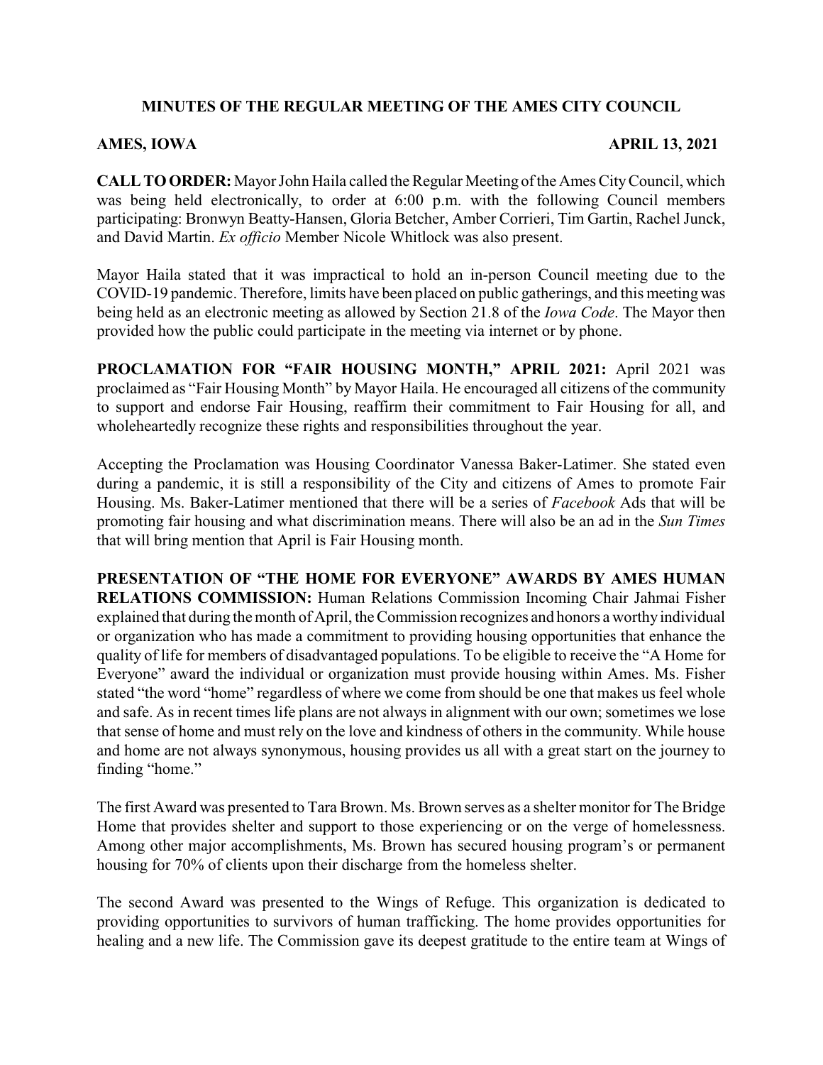**MINUTES OF THE REGULAR MEETING OF THE AMES CITY COUNCIL**

**AMES, IOWA APRIL 13, 2021**

**CALL TO ORDER:** Mayor John Haila called the Regular Meeting of the Ames City Council, which was being held electronically, to order at 6:00 p.m. with the following Council members participating: Bronwyn Beatty-Hansen, Gloria Betcher, Amber Corrieri, Tim Gartin, Rachel Junck, and David Martin. *Ex officio* Member Nicole Whitlock was also present.

Mayor Haila stated that it was impractical to hold an in-person Council meeting due to the COVID-19 pandemic. Therefore, limits have been placed on public gatherings, and this meeting was being held as an electronic meeting as allowed by Section 21.8 of the *Iowa Code*. The Mayor then provided how the public could participate in the meeting via internet or by phone.

**PROCLAMATION FOR "FAIR HOUSING MONTH," APRIL 2021:** April 2021 was proclaimed as "Fair Housing Month" by Mayor Haila. He encouraged all citizens of the community to support and endorse Fair Housing, reaffirm their commitment to Fair Housing for all, and wholeheartedly recognize these rights and responsibilities throughout the year.

Accepting the Proclamation was Housing Coordinator Vanessa Baker-Latimer. She stated even during a pandemic, it is still a responsibility of the City and citizens of Ames to promote Fair Housing. Ms. Baker-Latimer mentioned that there will be a series of *Facebook* Ads that will be promoting fair housing and what discrimination means. There will also be an ad in the *Sun Times* that will bring mention that April is Fair Housing month.

**PRESENTATION OF "THE HOME FOR EVERYONE" AWARDS BY AMES HUMAN RELATIONS COMMISSION:** Human Relations Commission Incoming Chair Jahmai Fisher explained that during the month of April, the Commission recognizes and honors a worthy individual or organization who has made a commitment to providing housing opportunities that enhance the quality of life for members of disadvantaged populations. To be eligible to receive the "A Home for Everyone" award the individual or organization must provide housing within Ames. Ms. Fisher stated "the word "home" regardless of where we come from should be one that makes us feel whole and safe. As in recent times life plans are not always in alignment with our own; sometimes we lose that sense of home and must rely on the love and kindness of others in the community. While house and home are not always synonymous, housing provides us all with a great start on the journey to finding "home."

The first Award was presented to Tara Brown. Ms. Brown serves as a shelter monitor for The Bridge Home that provides shelter and support to those experiencing or on the verge of homelessness. Among other major accomplishments, Ms. Brown has secured housing program's or permanent housing for 70% of clients upon their discharge from the homeless shelter.

The second Award was presented to the Wings of Refuge. This organization is dedicated to providing opportunities to survivors of human trafficking. The home provides opportunities for healing and a new life. The Commission gave its deepest gratitude to the entire team at Wings of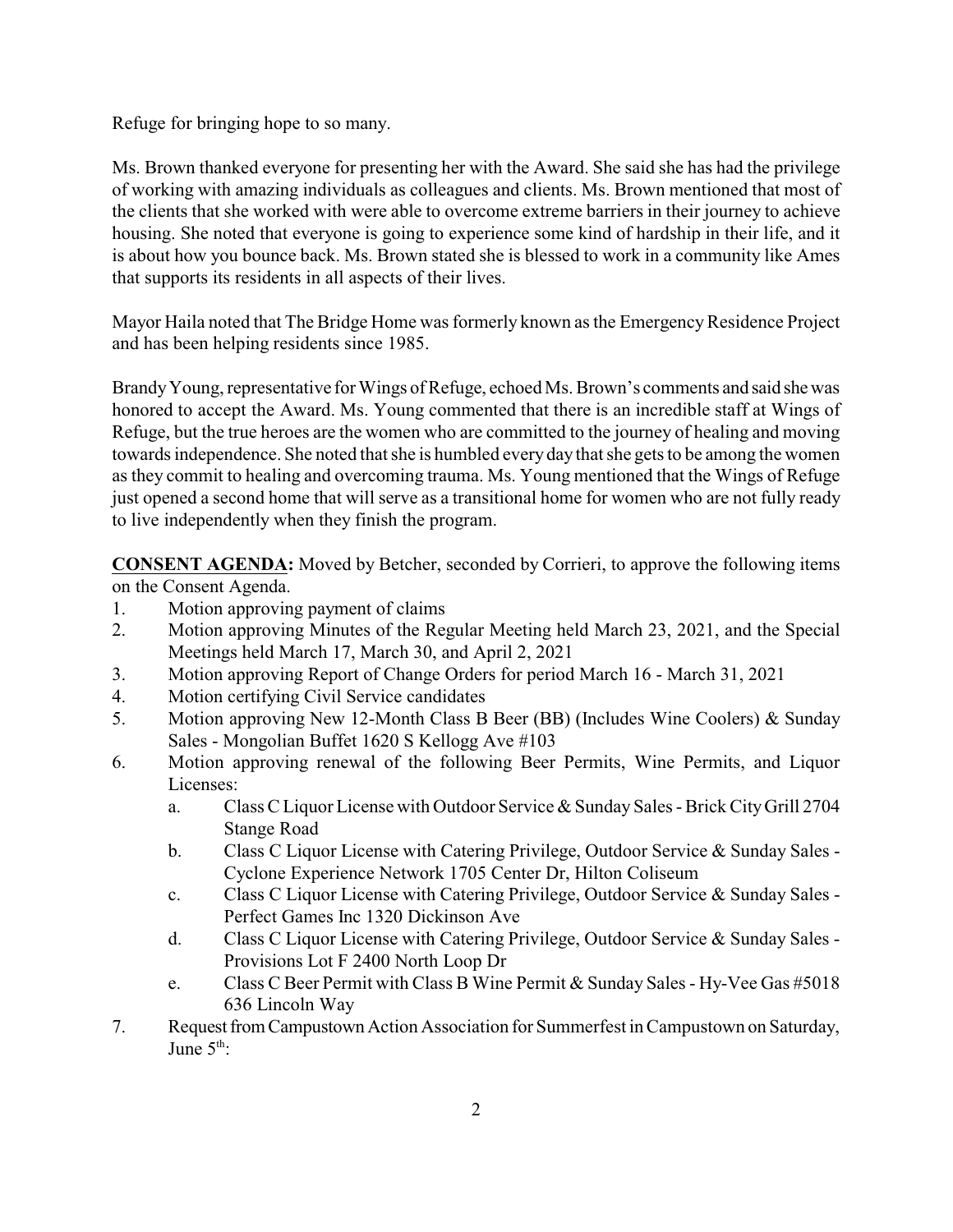Refuge for bringing hope to so many.

Ms. Brown thanked everyone for presenting her with the Award. She said she has had the privilege of working with amazing individuals as colleagues and clients. Ms. Brown mentioned that most of the clients that she worked with were able to overcome extreme barriers in their journey to achieve housing. She noted that everyone is going to experience some kind of hardship in their life, and it is about how you bounce back. Ms. Brown stated she is blessed to work in a community like Ames that supports its residents in all aspects of their lives.

Mayor Haila noted that The Bridge Home was formerly known as the Emergency Residence Project and has been helping residents since 1985.

Brandy Young, representative for Wings of Refuge, echoed Ms. Brown's comments and said she was honored to accept the Award. Ms. Young commented that there is an incredible staff at Wings of Refuge, but the true heroes are the women who are committed to the journey of healing and moving towards independence. She noted that she is humbled every day that she gets to be among the women as they commit to healing and overcoming trauma. Ms. Young mentioned that the Wings of Refuge just opened a second home that will serve as a transitional home for women who are not fully ready to live independently when they finish the program.

**CONSENT AGENDA:** Moved by Betcher, seconded by Corrieri, to approve the following items on the Consent Agenda.

1. Motion approving payment of claims
2. Motion approving Minutes of the Regular Meeting held March 23, 2021, and the Special Meetings held March 17, March 30, and April 2, 2021
3. Motion approving Report of Change Orders for period March 16 - March 31, 2021
4. Motion certifying Civil Service candidates
5. Motion approving New 12-Month Class B Beer (BB) (Includes Wine Coolers) & Sunday Sales - Mongolian Buffet 1620 S Kellogg Ave #103
6. Motion approving renewal of the following Beer Permits, Wine Permits, and Liquor Licenses:
   a. Class C Liquor License with Outdoor Service & Sunday Sales - Brick City Grill 2704 Stange Road
   b. Class C Liquor License with Catering Privilege, Outdoor Service & Sunday Sales - Cyclone Experience Network 1705 Center Dr, Hilton Coliseum
   c. Class C Liquor License with Catering Privilege, Outdoor Service & Sunday Sales - Perfect Games Inc 1320 Dickinson Ave
   d. Class C Liquor License with Catering Privilege, Outdoor Service & Sunday Sales - Provisions Lot F 2400 North Loop Dr
   e. Class C Beer Permit with Class B Wine Permit & Sunday Sales - Hy-Vee Gas #5018 636 Lincoln Way
7. Request from Campustown Action Association for Summerfest in Campustown on Saturday, June 5th: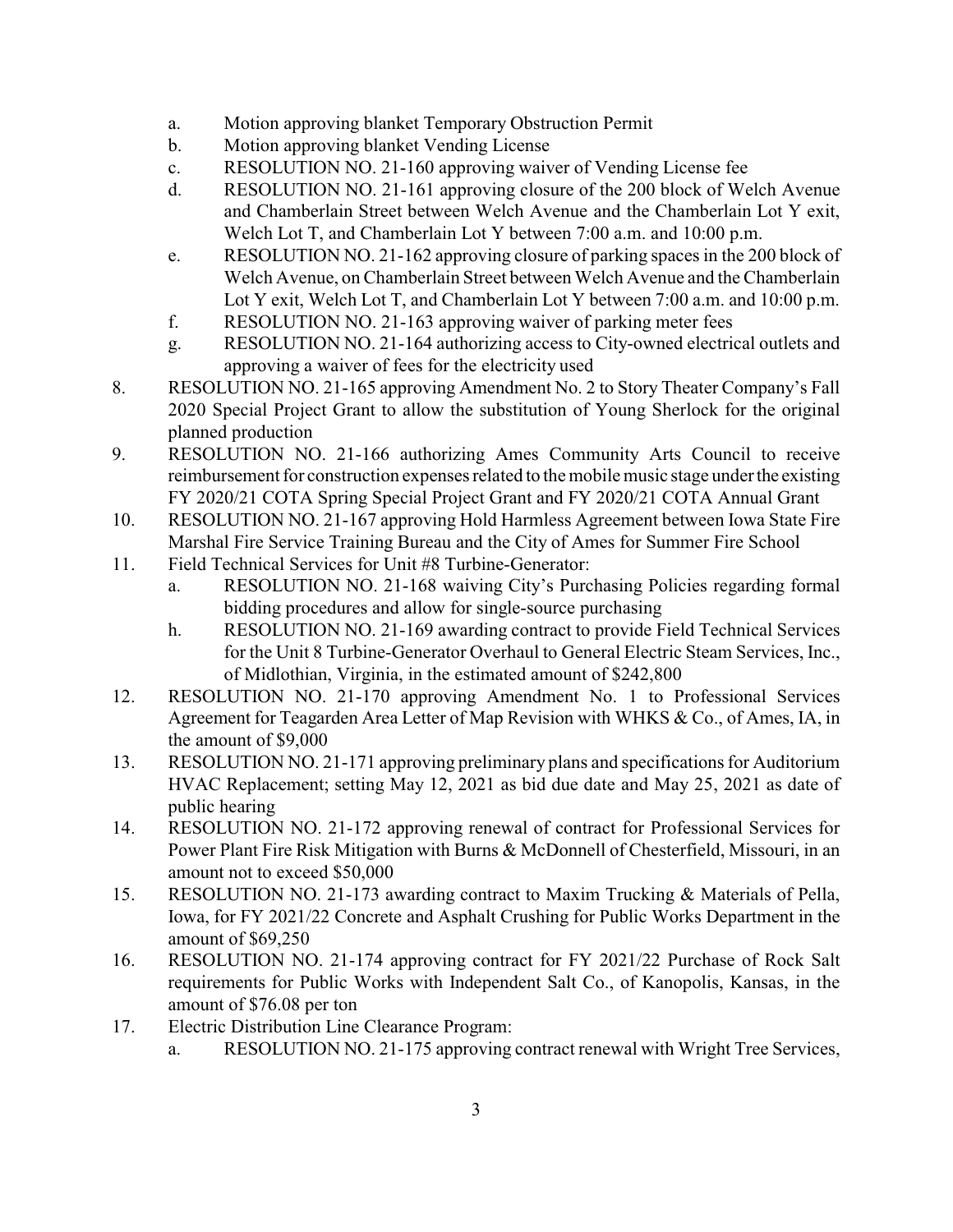a. Motion approving blanket Temporary Obstruction Permit
   b. Motion approving blanket Vending License
   c. RESOLUTION NO. 21-160 approving waiver of Vending License fee
   d. RESOLUTION NO. 21-161 approving closure of the 200 block of Welch Avenue and Chamberlain Street between Welch Avenue and the Chamberlain Lot Y exit, Welch Lot T, and Chamberlain Lot Y between 7:00 a.m. and 10:00 p.m.
   e. RESOLUTION NO. 21-162 approving closure of parking spaces in the 200 block of Welch Avenue, on Chamberlain Street between Welch Avenue and the Chamberlain Lot Y exit, Welch Lot T, and Chamberlain Lot Y between 7:00 a.m. and 10:00 p.m.
   f. RESOLUTION NO. 21-163 approving waiver of parking meter fees
   g. RESOLUTION NO. 21-164 authorizing access to City-owned electrical outlets and approving a waiver of fees for the electricity used

8. RESOLUTION NO. 21-165 approving Amendment No. 2 to Story Theater Company's Fall 2020 Special Project Grant to allow the substitution of Young Sherlock for the original planned production
9. RESOLUTION NO. 21-166 authorizing Ames Community Arts Council to receive reimbursement for construction expenses related to the mobile music stage under the existing FY 2020/21 COTA Spring Special Project Grant and FY 2020/21 COTA Annual Grant
10. RESOLUTION NO. 21-167 approving Hold Harmless Agreement between Iowa State Fire Marshal Fire Service Training Bureau and the City of Ames for Summer Fire School
11. Field Technical Services for Unit #8 Turbine-Generator:
    a. RESOLUTION NO. 21-168 waiving City's Purchasing Policies regarding formal bidding procedures and allow for single-source purchasing
    h. RESOLUTION NO. 21-169 awarding contract to provide Field Technical Services for the Unit 8 Turbine-Generator Overhaul to General Electric Steam Services, Inc., of Midlothian, Virginia, in the estimated amount of $242,800
12. RESOLUTION NO. 21-170 approving Amendment No. 1 to Professional Services Agreement for Teagarden Area Letter of Map Revision with WHKS & Co., of Ames, IA, in the amount of $9,000
13. RESOLUTION NO. 21-171 approving preliminary plans and specifications for Auditorium HVAC Replacement; setting May 12, 2021 as bid due date and May 25, 2021 as date of public hearing
14. RESOLUTION NO. 21-172 approving renewal of contract for Professional Services for Power Plant Fire Risk Mitigation with Burns & McDonnell of Chesterfield, Missouri, in an amount not to exceed $50,000
15. RESOLUTION NO. 21-173 awarding contract to Maxim Trucking & Materials of Pella, Iowa, for FY 2021/22 Concrete and Asphalt Crushing for Public Works Department in the amount of $69,250
16. RESOLUTION NO. 21-174 approving contract for FY 2021/22 Purchase of Rock Salt requirements for Public Works with Independent Salt Co., of Kanopolis, Kansas, in the amount of $76.08 per ton
17. Electric Distribution Line Clearance Program:
    a. RESOLUTION NO. 21-175 approving contract renewal with Wright Tree Services,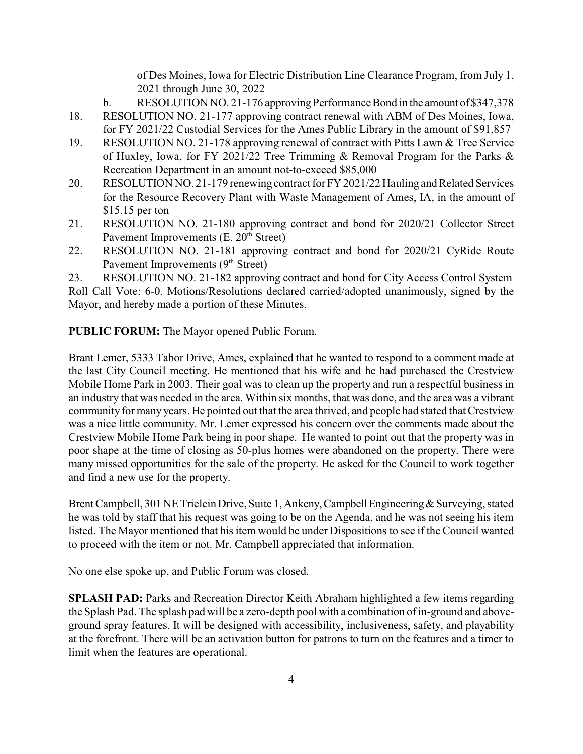of Des Moines, Iowa for Electric Distribution Line Clearance Program, from July 1, 2021 through June 30, 2022

b. RESOLUTION NO. 21-176 approving Performance Bond in the amount of $347,378

18. RESOLUTION NO. 21-177 approving contract renewal with ABM of Des Moines, Iowa, for FY 2021/22 Custodial Services for the Ames Public Library in the amount of $91,857
19. RESOLUTION NO. 21-178 approving renewal of contract with Pitts Lawn & Tree Service of Huxley, Iowa, for FY 2021/22 Tree Trimming & Removal Program for the Parks & Recreation Department in an amount not-to-exceed $85,000
20. RESOLUTION NO. 21-179 renewing contract for FY 2021/22 Hauling and Related Services for the Resource Recovery Plant with Waste Management of Ames, IA, in the amount of $15.15 per ton
21. RESOLUTION NO. 21-180 approving contract and bond for 2020/21 Collector Street Pavement Improvements (E. 20th Street)
22. RESOLUTION NO. 21-181 approving contract and bond for 2020/21 CyRide Route Pavement Improvements (9th Street)
23. RESOLUTION NO. 21-182 approving contract and bond for City Access Control System

Roll Call Vote: 6-0. Motions/Resolutions declared carried/adopted unanimously, signed by the Mayor, and hereby made a portion of these Minutes.

**PUBLIC FORUM:** The Mayor opened Public Forum.

Brant Lemer, 5333 Tabor Drive, Ames, explained that he wanted to respond to a comment made at the last City Council meeting. He mentioned that his wife and he had purchased the Crestview Mobile Home Park in 2003. Their goal was to clean up the property and run a respectful business in an industry that was needed in the area. Within six months, that was done, and the area was a vibrant community for many years. He pointed out that the area thrived, and people had stated that Crestview was a nice little community. Mr. Lemer expressed his concern over the comments made about the Crestview Mobile Home Park being in poor shape. He wanted to point out that the property was in poor shape at the time of closing as 50-plus homes were abandoned on the property. There were many missed opportunities for the sale of the property. He asked for the Council to work together and find a new use for the property.

Brent Campbell, 301 NE Trielein Drive, Suite 1, Ankeny, Campbell Engineering & Surveying, stated he was told by staff that his request was going to be on the Agenda, and he was not seeing his item listed. The Mayor mentioned that his item would be under Dispositions to see if the Council wanted to proceed with the item or not. Mr. Campbell appreciated that information.

No one else spoke up, and Public Forum was closed.

**SPLASH PAD:** Parks and Recreation Director Keith Abraham highlighted a few items regarding the Splash Pad. The splash pad will be a zero-depth pool with a combination of in-ground and above-ground spray features. It will be designed with accessibility, inclusiveness, safety, and playability at the forefront. There will be an activation button for patrons to turn on the features and a timer to limit when the features are operational.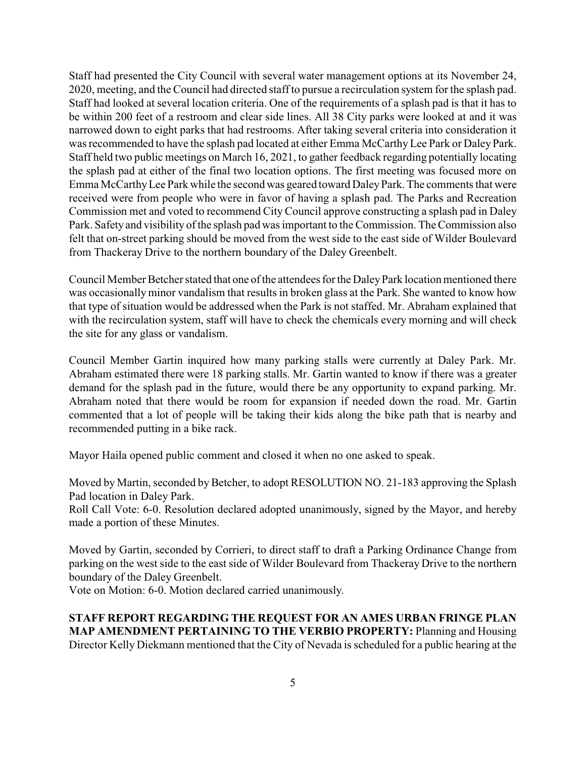Staff had presented the City Council with several water management options at its November 24, 2020, meeting, and the Council had directed staff to pursue a recirculation system for the splash pad. Staff had looked at several location criteria. One of the requirements of a splash pad is that it has to be within 200 feet of a restroom and clear side lines. All 38 City parks were looked at and it was narrowed down to eight parks that had restrooms. After taking several criteria into consideration it was recommended to have the splash pad located at either Emma McCarthy Lee Park or Daley Park. Staff held two public meetings on March 16, 2021, to gather feedback regarding potentially locating the splash pad at either of the final two location options. The first meeting was focused more on Emma McCarthy Lee Park while the second was geared toward Daley Park. The comments that were received were from people who were in favor of having a splash pad. The Parks and Recreation Commission met and voted to recommend City Council approve constructing a splash pad in Daley Park. Safety and visibility of the splash pad was important to the Commission. The Commission also felt that on-street parking should be moved from the west side to the east side of Wilder Boulevard from Thackeray Drive to the northern boundary of the Daley Greenbelt.

Council Member Betcher stated that one of the attendees for the Daley Park location mentioned there was occasionally minor vandalism that results in broken glass at the Park. She wanted to know how that type of situation would be addressed when the Park is not staffed. Mr. Abraham explained that with the recirculation system, staff will have to check the chemicals every morning and will check the site for any glass or vandalism.

Council Member Gartin inquired how many parking stalls were currently at Daley Park. Mr. Abraham estimated there were 18 parking stalls. Mr. Gartin wanted to know if there was a greater demand for the splash pad in the future, would there be any opportunity to expand parking. Mr. Abraham noted that there would be room for expansion if needed down the road. Mr. Gartin commented that a lot of people will be taking their kids along the bike path that is nearby and recommended putting in a bike rack.

Mayor Haila opened public comment and closed it when no one asked to speak.

Moved by Martin, seconded by Betcher, to adopt RESOLUTION NO. 21-183 approving the Splash Pad location in Daley Park.
Roll Call Vote: 6-0. Resolution declared adopted unanimously, signed by the Mayor, and hereby made a portion of these Minutes.

Moved by Gartin, seconded by Corrieri, to direct staff to draft a Parking Ordinance Change from parking on the west side to the east side of Wilder Boulevard from Thackeray Drive to the northern boundary of the Daley Greenbelt.
Vote on Motion: 6-0. Motion declared carried unanimously.

**STAFF REPORT REGARDING THE REQUEST FOR AN AMES URBAN FRINGE PLAN MAP AMENDMENT PERTAINING TO THE VERBIO PROPERTY:** Planning and Housing Director Kelly Diekmann mentioned that the City of Nevada is scheduled for a public hearing at the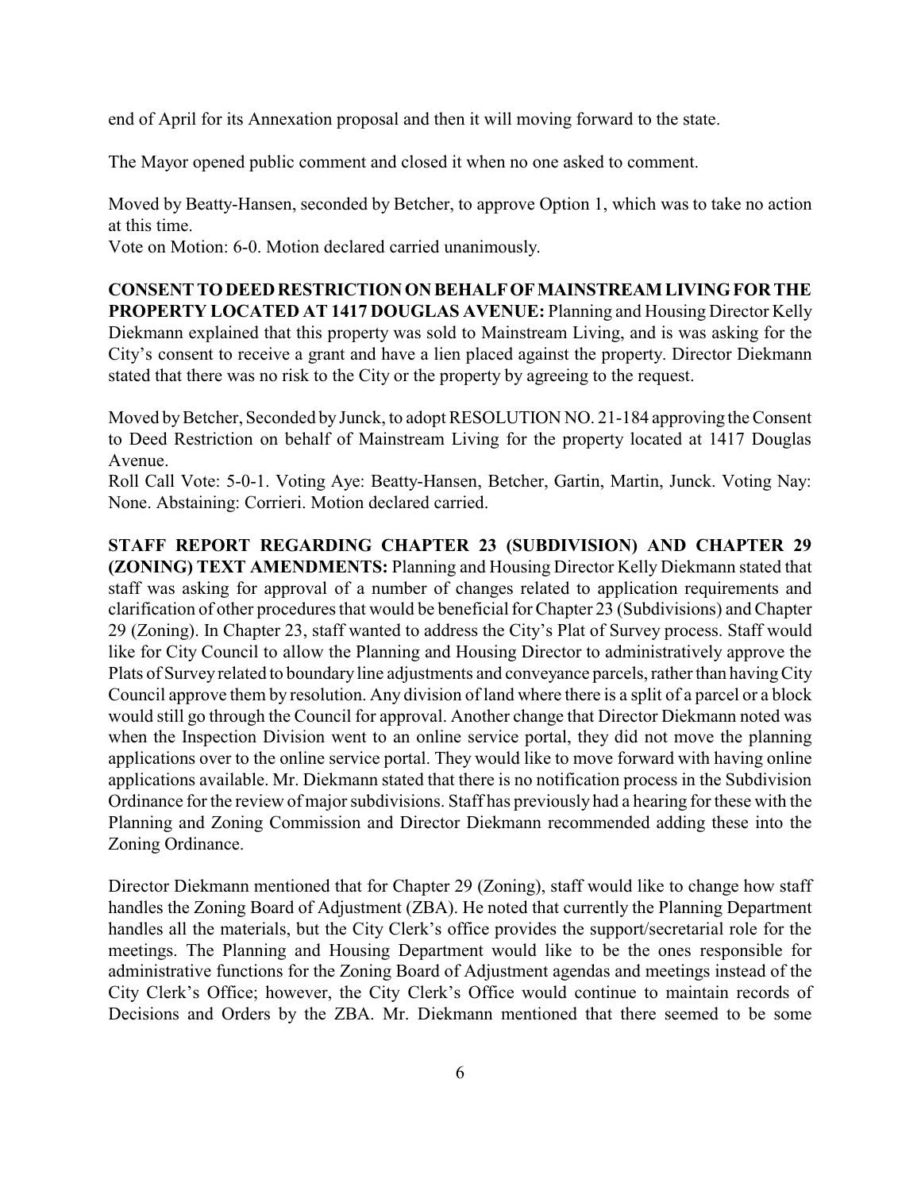end of April for its Annexation proposal and then it will moving forward to the state.

The Mayor opened public comment and closed it when no one asked to comment.

Moved by Beatty-Hansen, seconded by Betcher, to approve Option 1, which was to take no action at this time.
Vote on Motion: 6-0. Motion declared carried unanimously.

**CONSENT TO DEED RESTRICTION ON BEHALF OF MAINSTREAM LIVING FOR THE PROPERTY LOCATED AT 1417 DOUGLAS AVENUE:** Planning and Housing Director Kelly Diekmann explained that this property was sold to Mainstream Living, and is was asking for the City's consent to receive a grant and have a lien placed against the property. Director Diekmann stated that there was no risk to the City or the property by agreeing to the request.

Moved by Betcher, Seconded by Junck, to adopt RESOLUTION NO. 21-184 approving the Consent to Deed Restriction on behalf of Mainstream Living for the property located at 1417 Douglas Avenue.
Roll Call Vote: 5-0-1. Voting Aye: Beatty-Hansen, Betcher, Gartin, Martin, Junck. Voting Nay: None. Abstaining: Corrieri. Motion declared carried.

**STAFF REPORT REGARDING CHAPTER 23 (SUBDIVISION) AND CHAPTER 29 (ZONING) TEXT AMENDMENTS:** Planning and Housing Director Kelly Diekmann stated that staff was asking for approval of a number of changes related to application requirements and clarification of other procedures that would be beneficial for Chapter 23 (Subdivisions) and Chapter 29 (Zoning). In Chapter 23, staff wanted to address the City's Plat of Survey process. Staff would like for City Council to allow the Planning and Housing Director to administratively approve the Plats of Survey related to boundary line adjustments and conveyance parcels, rather than having City Council approve them by resolution. Any division of land where there is a split of a parcel or a block would still go through the Council for approval. Another change that Director Diekmann noted was when the Inspection Division went to an online service portal, they did not move the planning applications over to the online service portal. They would like to move forward with having online applications available. Mr. Diekmann stated that there is no notification process in the Subdivision Ordinance for the review of major subdivisions. Staff has previously had a hearing for these with the Planning and Zoning Commission and Director Diekmann recommended adding these into the Zoning Ordinance.

Director Diekmann mentioned that for Chapter 29 (Zoning), staff would like to change how staff handles the Zoning Board of Adjustment (ZBA). He noted that currently the Planning Department handles all the materials, but the City Clerk's office provides the support/secretarial role for the meetings. The Planning and Housing Department would like to be the ones responsible for administrative functions for the Zoning Board of Adjustment agendas and meetings instead of the City Clerk's Office; however, the City Clerk's Office would continue to maintain records of Decisions and Orders by the ZBA. Mr. Diekmann mentioned that there seemed to be some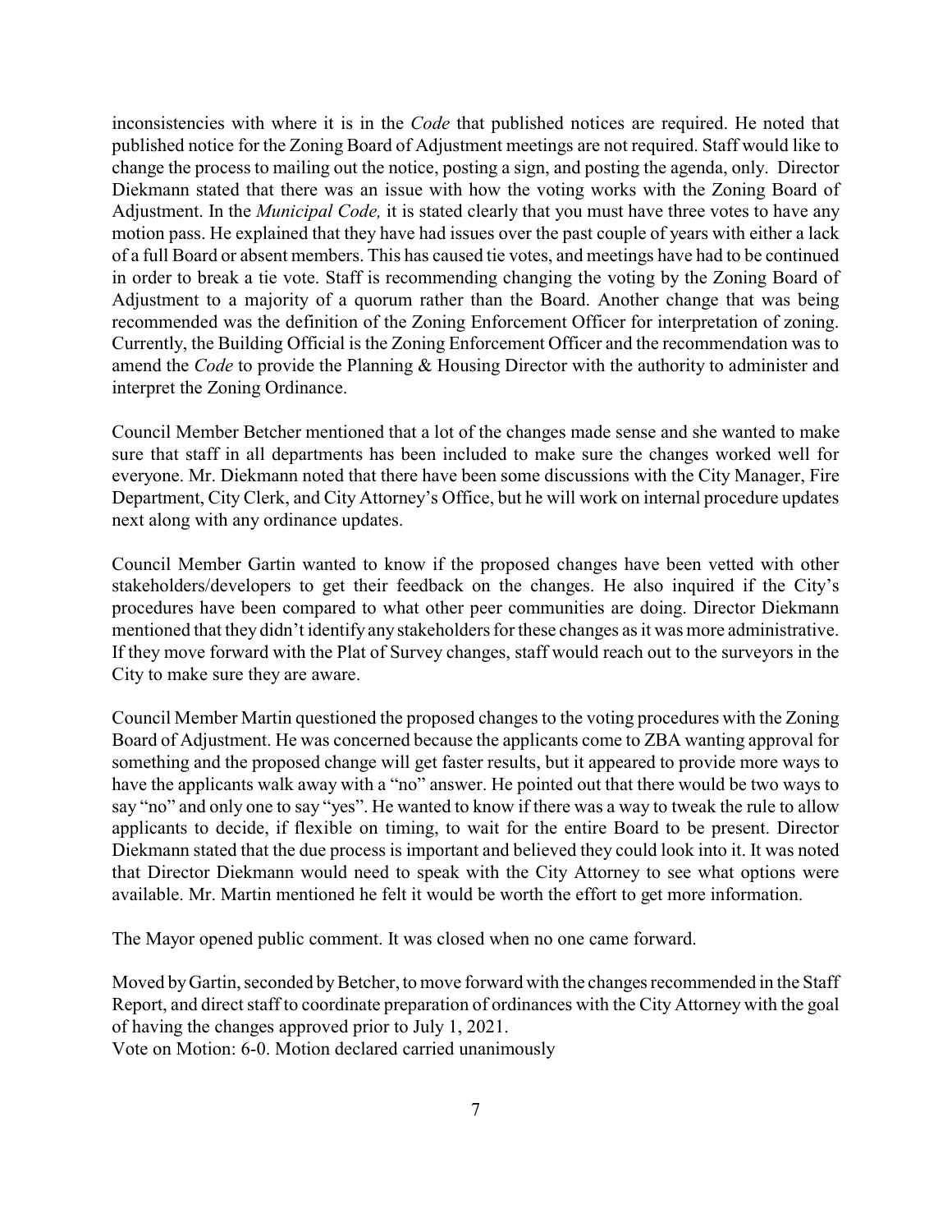inconsistencies with where it is in the *Code* that published notices are required. He noted that published notice for the Zoning Board of Adjustment meetings are not required. Staff would like to change the process to mailing out the notice, posting a sign, and posting the agenda, only. Director Diekmann stated that there was an issue with how the voting works with the Zoning Board of Adjustment. In the *Municipal Code,* it is stated clearly that you must have three votes to have any motion pass. He explained that they have had issues over the past couple of years with either a lack of a full Board or absent members. This has caused tie votes, and meetings have had to be continued in order to break a tie vote. Staff is recommending changing the voting by the Zoning Board of Adjustment to a majority of a quorum rather than the Board. Another change that was being recommended was the definition of the Zoning Enforcement Officer for interpretation of zoning. Currently, the Building Official is the Zoning Enforcement Officer and the recommendation was to amend the *Code* to provide the Planning & Housing Director with the authority to administer and interpret the Zoning Ordinance.

Council Member Betcher mentioned that a lot of the changes made sense and she wanted to make sure that staff in all departments has been included to make sure the changes worked well for everyone. Mr. Diekmann noted that there have been some discussions with the City Manager, Fire Department, City Clerk, and City Attorney's Office, but he will work on internal procedure updates next along with any ordinance updates.

Council Member Gartin wanted to know if the proposed changes have been vetted with other stakeholders/developers to get their feedback on the changes. He also inquired if the City's procedures have been compared to what other peer communities are doing. Director Diekmann mentioned that they didn't identify any stakeholders for these changes as it was more administrative. If they move forward with the Plat of Survey changes, staff would reach out to the surveyors in the City to make sure they are aware.

Council Member Martin questioned the proposed changes to the voting procedures with the Zoning Board of Adjustment. He was concerned because the applicants come to ZBA wanting approval for something and the proposed change will get faster results, but it appeared to provide more ways to have the applicants walk away with a "no" answer. He pointed out that there would be two ways to say "no" and only one to say "yes". He wanted to know if there was a way to tweak the rule to allow applicants to decide, if flexible on timing, to wait for the entire Board to be present. Director Diekmann stated that the due process is important and believed they could look into it. It was noted that Director Diekmann would need to speak with the City Attorney to see what options were available. Mr. Martin mentioned he felt it would be worth the effort to get more information.

The Mayor opened public comment. It was closed when no one came forward.

Moved by Gartin, seconded by Betcher, to move forward with the changes recommended in the Staff Report, and direct staff to coordinate preparation of ordinances with the City Attorney with the goal of having the changes approved prior to July 1, 2021.
Vote on Motion: 6-0. Motion declared carried unanimously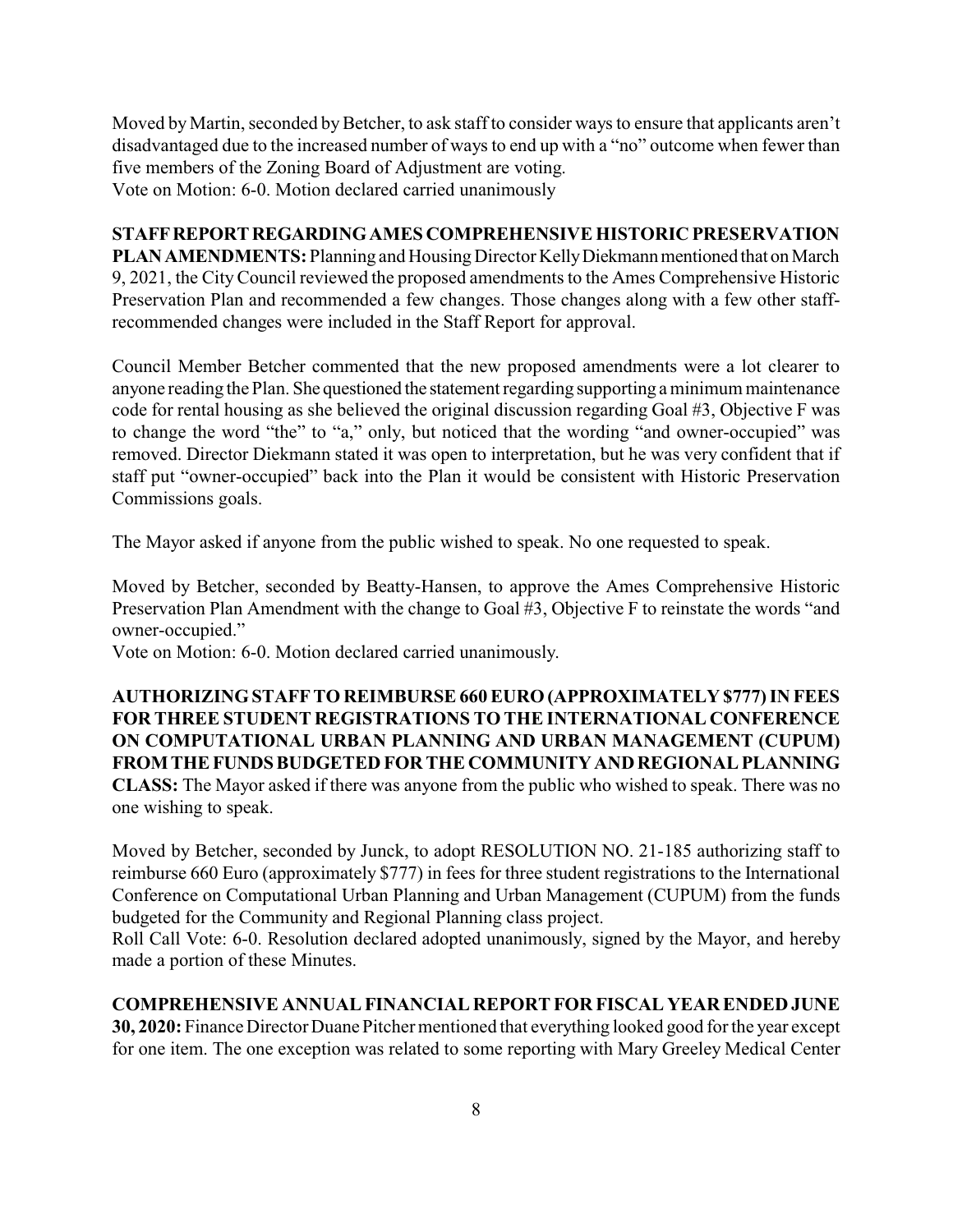Moved by Martin, seconded by Betcher, to ask staff to consider ways to ensure that applicants aren't disadvantaged due to the increased number of ways to end up with a "no" outcome when fewer than five members of the Zoning Board of Adjustment are voting.
Vote on Motion: 6-0. Motion declared carried unanimously

**STAFF REPORT REGARDING AMES COMPREHENSIVE HISTORIC PRESERVATION PLAN AMENDMENTS:** Planning and Housing Director Kelly Diekmann mentioned that on March 9, 2021, the City Council reviewed the proposed amendments to the Ames Comprehensive Historic Preservation Plan and recommended a few changes. Those changes along with a few other staff-recommended changes were included in the Staff Report for approval.

Council Member Betcher commented that the new proposed amendments were a lot clearer to anyone reading the Plan. She questioned the statement regarding supporting a minimum maintenance code for rental housing as she believed the original discussion regarding Goal #3, Objective F was to change the word "the" to "a," only, but noticed that the wording "and owner-occupied" was removed. Director Diekmann stated it was open to interpretation, but he was very confident that if staff put "owner-occupied" back into the Plan it would be consistent with Historic Preservation Commissions goals.

The Mayor asked if anyone from the public wished to speak. No one requested to speak.

Moved by Betcher, seconded by Beatty-Hansen, to approve the Ames Comprehensive Historic Preservation Plan Amendment with the change to Goal #3, Objective F to reinstate the words "and owner-occupied."
Vote on Motion: 6-0. Motion declared carried unanimously.

**AUTHORIZING STAFF TO REIMBURSE 660 EURO (APPROXIMATELY $777) IN FEES FOR THREE STUDENT REGISTRATIONS TO THE INTERNATIONAL CONFERENCE ON COMPUTATIONAL URBAN PLANNING AND URBAN MANAGEMENT (CUPUM) FROM THE FUNDS BUDGETED FOR THE COMMUNITY AND REGIONAL PLANNING CLASS:** The Mayor asked if there was anyone from the public who wished to speak. There was no one wishing to speak.

Moved by Betcher, seconded by Junck, to adopt RESOLUTION NO. 21-185 authorizing staff to reimburse 660 Euro (approximately $777) in fees for three student registrations to the International Conference on Computational Urban Planning and Urban Management (CUPUM) from the funds budgeted for the Community and Regional Planning class project.
Roll Call Vote: 6-0. Resolution declared adopted unanimously, signed by the Mayor, and hereby made a portion of these Minutes.

**COMPREHENSIVE ANNUAL FINANCIAL REPORT FOR FISCAL YEAR ENDED JUNE 30, 2020:** Finance Director Duane Pitcher mentioned that everything looked good for the year except for one item. The one exception was related to some reporting with Mary Greeley Medical Center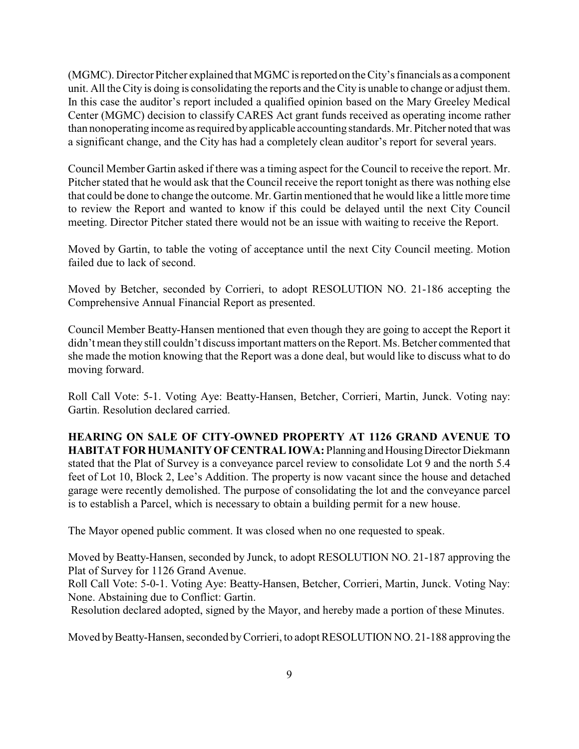(MGMC). Director Pitcher explained that MGMC is reported on the City's financials as a component unit. All the City is doing is consolidating the reports and the City is unable to change or adjust them. In this case the auditor's report included a qualified opinion based on the Mary Greeley Medical Center (MGMC) decision to classify CARES Act grant funds received as operating income rather than nonoperating income as required by applicable accounting standards. Mr. Pitcher noted that was a significant change, and the City has had a completely clean auditor's report for several years.

Council Member Gartin asked if there was a timing aspect for the Council to receive the report. Mr. Pitcher stated that he would ask that the Council receive the report tonight as there was nothing else that could be done to change the outcome. Mr. Gartin mentioned that he would like a little more time to review the Report and wanted to know if this could be delayed until the next City Council meeting. Director Pitcher stated there would not be an issue with waiting to receive the Report.

Moved by Gartin, to table the voting of acceptance until the next City Council meeting. Motion failed due to lack of second.

Moved by Betcher, seconded by Corrieri, to adopt RESOLUTION NO. 21-186 accepting the Comprehensive Annual Financial Report as presented.

Council Member Beatty-Hansen mentioned that even though they are going to accept the Report it didn't mean they still couldn't discuss important matters on the Report. Ms. Betcher commented that she made the motion knowing that the Report was a done deal, but would like to discuss what to do moving forward.

Roll Call Vote: 5-1. Voting Aye: Beatty-Hansen, Betcher, Corrieri, Martin, Junck. Voting nay: Gartin. Resolution declared carried.

**HEARING ON SALE OF CITY-OWNED PROPERTY AT 1126 GRAND AVENUE TO HABITAT FOR HUMANITY OF CENTRAL IOWA:** Planning and Housing Director Diekmann stated that the Plat of Survey is a conveyance parcel review to consolidate Lot 9 and the north 5.4 feet of Lot 10, Block 2, Lee's Addition. The property is now vacant since the house and detached garage were recently demolished. The purpose of consolidating the lot and the conveyance parcel is to establish a Parcel, which is necessary to obtain a building permit for a new house.

The Mayor opened public comment. It was closed when no one requested to speak.

Moved by Beatty-Hansen, seconded by Junck, to adopt RESOLUTION NO. 21-187 approving the Plat of Survey for 1126 Grand Avenue.
Roll Call Vote: 5-0-1. Voting Aye: Beatty-Hansen, Betcher, Corrieri, Martin, Junck. Voting Nay: None. Abstaining due to Conflict: Gartin.
Resolution declared adopted, signed by the Mayor, and hereby made a portion of these Minutes.

Moved by Beatty-Hansen, seconded by Corrieri, to adopt RESOLUTION NO. 21-188 approving the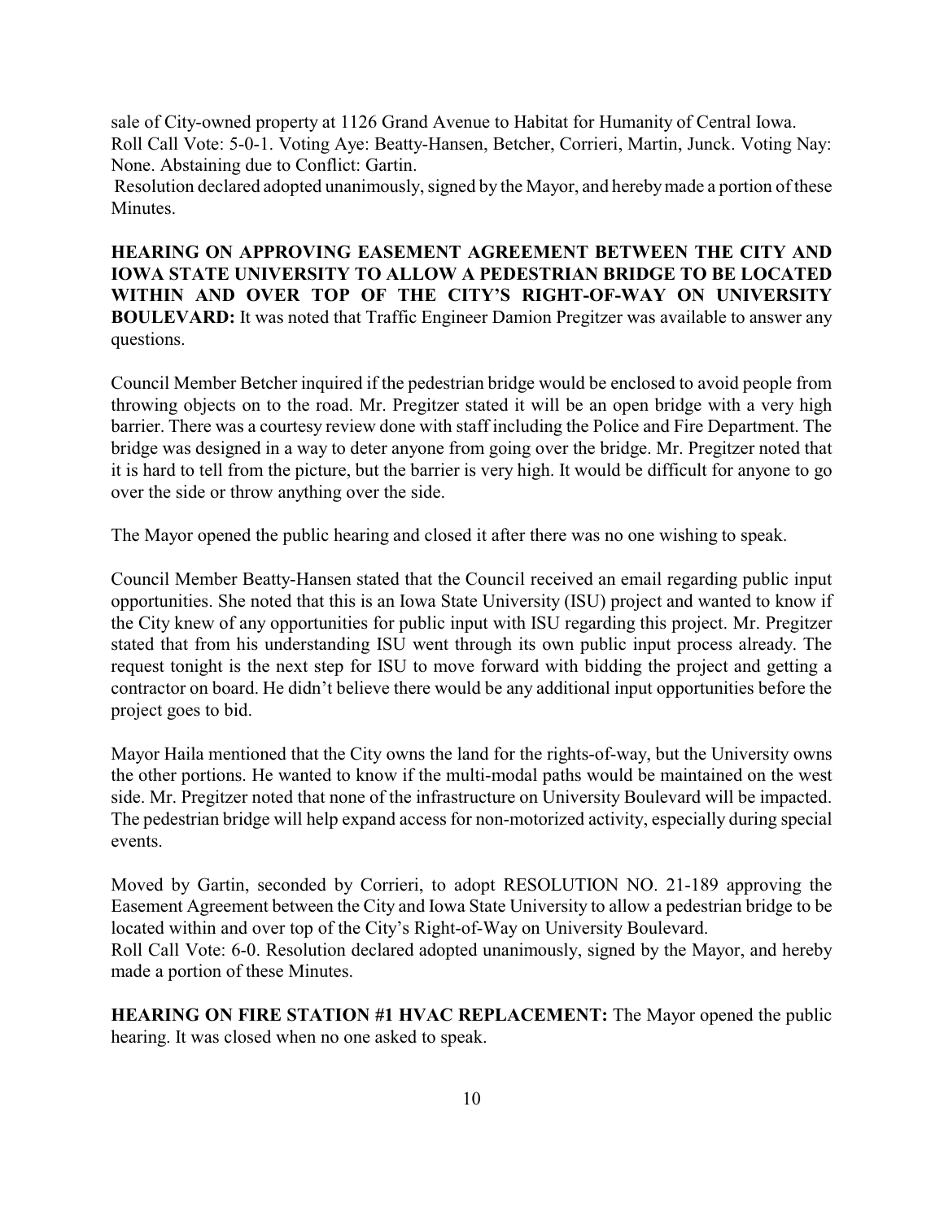sale of City-owned property at 1126 Grand Avenue to Habitat for Humanity of Central Iowa.
Roll Call Vote: 5-0-1. Voting Aye: Beatty-Hansen, Betcher, Corrieri, Martin, Junck. Voting Nay: None. Abstaining due to Conflict: Gartin.
Resolution declared adopted unanimously, signed by the Mayor, and hereby made a portion of these Minutes.

**HEARING ON APPROVING EASEMENT AGREEMENT BETWEEN THE CITY AND IOWA STATE UNIVERSITY TO ALLOW A PEDESTRIAN BRIDGE TO BE LOCATED WITHIN AND OVER TOP OF THE CITY'S RIGHT-OF-WAY ON UNIVERSITY BOULEVARD:** It was noted that Traffic Engineer Damion Pregitzer was available to answer any questions.

Council Member Betcher inquired if the pedestrian bridge would be enclosed to avoid people from throwing objects on to the road. Mr. Pregitzer stated it will be an open bridge with a very high barrier. There was a courtesy review done with staff including the Police and Fire Department. The bridge was designed in a way to deter anyone from going over the bridge. Mr. Pregitzer noted that it is hard to tell from the picture, but the barrier is very high. It would be difficult for anyone to go over the side or throw anything over the side.

The Mayor opened the public hearing and closed it after there was no one wishing to speak.

Council Member Beatty-Hansen stated that the Council received an email regarding public input opportunities. She noted that this is an Iowa State University (ISU) project and wanted to know if the City knew of any opportunities for public input with ISU regarding this project. Mr. Pregitzer stated that from his understanding ISU went through its own public input process already. The request tonight is the next step for ISU to move forward with bidding the project and getting a contractor on board. He didn't believe there would be any additional input opportunities before the project goes to bid.

Mayor Haila mentioned that the City owns the land for the rights-of-way, but the University owns the other portions. He wanted to know if the multi-modal paths would be maintained on the west side. Mr. Pregitzer noted that none of the infrastructure on University Boulevard will be impacted. The pedestrian bridge will help expand access for non-motorized activity, especially during special events.

Moved by Gartin, seconded by Corrieri, to adopt RESOLUTION NO. 21-189 approving the Easement Agreement between the City and Iowa State University to allow a pedestrian bridge to be located within and over top of the City's Right-of-Way on University Boulevard.
Roll Call Vote: 6-0. Resolution declared adopted unanimously, signed by the Mayor, and hereby made a portion of these Minutes.

**HEARING ON FIRE STATION #1 HVAC REPLACEMENT:** The Mayor opened the public hearing. It was closed when no one asked to speak.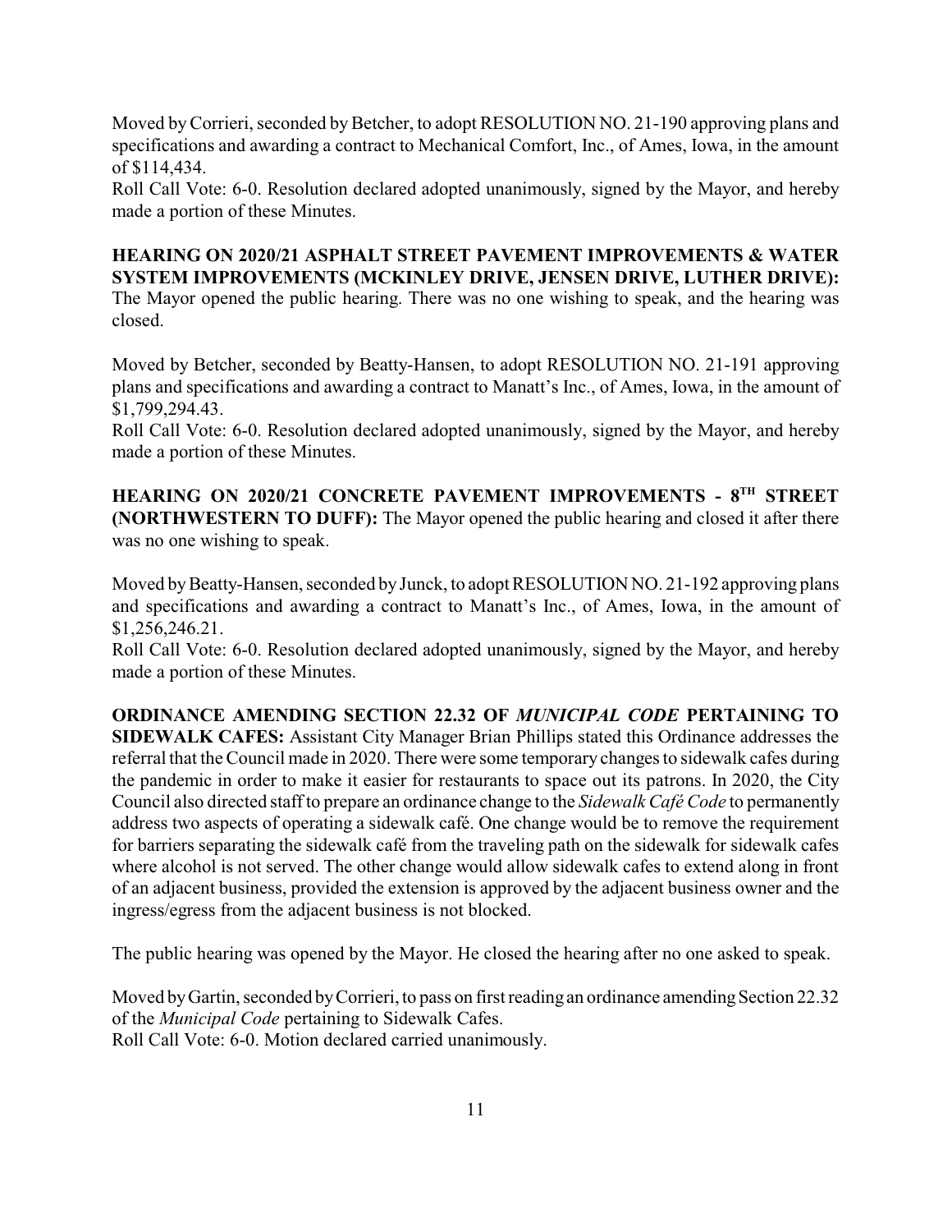Moved by Corrieri, seconded by Betcher, to adopt RESOLUTION NO. 21-190 approving plans and specifications and awarding a contract to Mechanical Comfort, Inc., of Ames, Iowa, in the amount of $114,434.

Roll Call Vote: 6-0. Resolution declared adopted unanimously, signed by the Mayor, and hereby made a portion of these Minutes.

**HEARING ON 2020/21 ASPHALT STREET PAVEMENT IMPROVEMENTS & WATER SYSTEM IMPROVEMENTS (MCKINLEY DRIVE, JENSEN DRIVE, LUTHER DRIVE):** The Mayor opened the public hearing. There was no one wishing to speak, and the hearing was closed.

Moved by Betcher, seconded by Beatty-Hansen, to adopt RESOLUTION NO. 21-191 approving plans and specifications and awarding a contract to Manatt's Inc., of Ames, Iowa, in the amount of $1,799,294.43.

Roll Call Vote: 6-0. Resolution declared adopted unanimously, signed by the Mayor, and hereby made a portion of these Minutes.

**HEARING ON 2020/21 CONCRETE PAVEMENT IMPROVEMENTS - 8TH STREET (NORTHWESTERN TO DUFF):** The Mayor opened the public hearing and closed it after there was no one wishing to speak.

Moved by Beatty-Hansen, seconded by Junck, to adopt RESOLUTION NO. 21-192 approving plans and specifications and awarding a contract to Manatt's Inc., of Ames, Iowa, in the amount of $1,256,246.21.

Roll Call Vote: 6-0. Resolution declared adopted unanimously, signed by the Mayor, and hereby made a portion of these Minutes.

**ORDINANCE AMENDING SECTION 22.32 OF *MUNICIPAL CODE* PERTAINING TO SIDEWALK CAFES:** Assistant City Manager Brian Phillips stated this Ordinance addresses the referral that the Council made in 2020. There were some temporary changes to sidewalk cafes during the pandemic in order to make it easier for restaurants to space out its patrons. In 2020, the City Council also directed staff to prepare an ordinance change to the *Sidewalk Café Code* to permanently address two aspects of operating a sidewalk café. One change would be to remove the requirement for barriers separating the sidewalk café from the traveling path on the sidewalk for sidewalk cafes where alcohol is not served. The other change would allow sidewalk cafes to extend along in front of an adjacent business, provided the extension is approved by the adjacent business owner and the ingress/egress from the adjacent business is not blocked.

The public hearing was opened by the Mayor. He closed the hearing after no one asked to speak.

Moved by Gartin, seconded by Corrieri, to pass on first reading an ordinance amending Section 22.32 of the *Municipal Code* pertaining to Sidewalk Cafes.

Roll Call Vote: 6-0. Motion declared carried unanimously.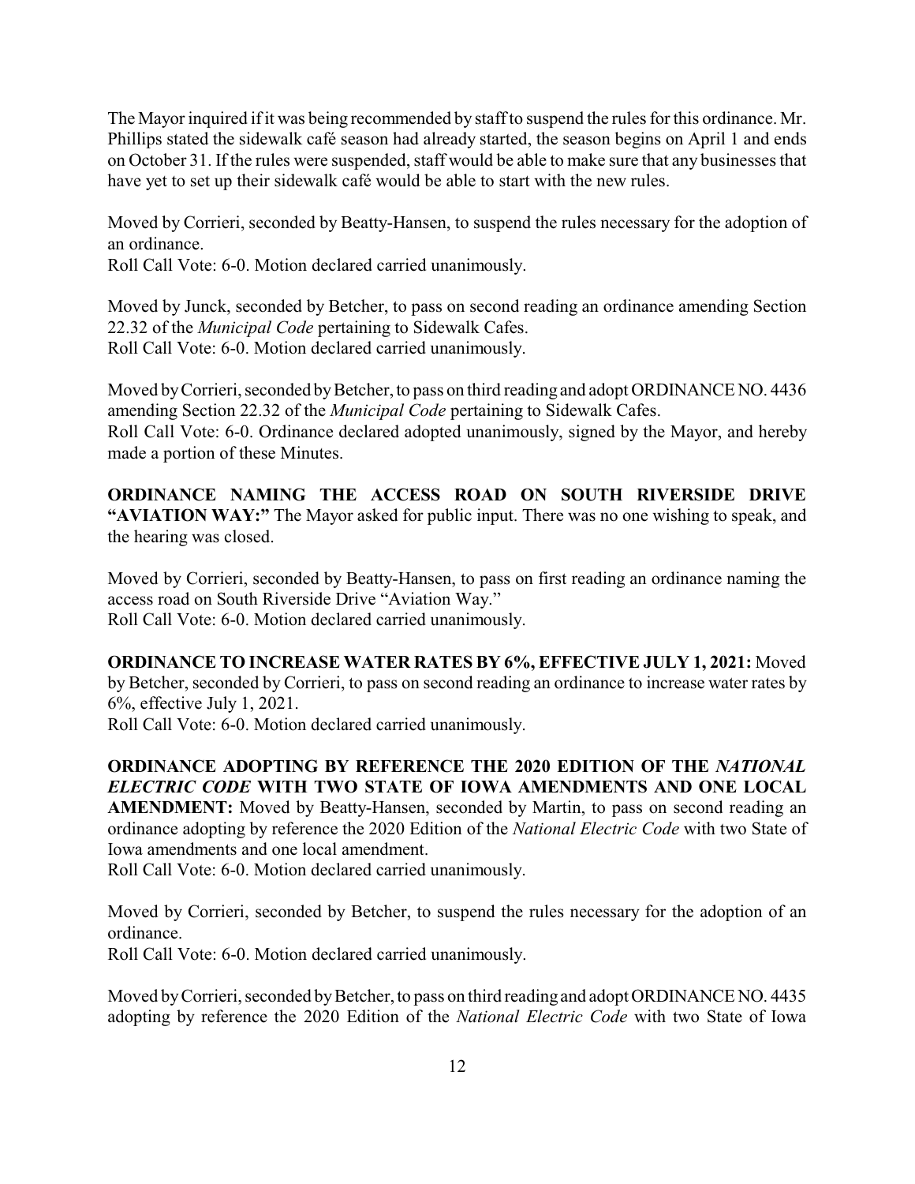The Mayor inquired if it was being recommended by staff to suspend the rules for this ordinance. Mr. Phillips stated the sidewalk café season had already started, the season begins on April 1 and ends on October 31. If the rules were suspended, staff would be able to make sure that any businesses that have yet to set up their sidewalk café would be able to start with the new rules.

Moved by Corrieri, seconded by Beatty-Hansen, to suspend the rules necessary for the adoption of an ordinance.
Roll Call Vote: 6-0. Motion declared carried unanimously.

Moved by Junck, seconded by Betcher, to pass on second reading an ordinance amending Section 22.32 of the *Municipal Code* pertaining to Sidewalk Cafes.
Roll Call Vote: 6-0. Motion declared carried unanimously.

Moved by Corrieri, seconded by Betcher, to pass on third reading and adopt ORDINANCE NO. 4436 amending Section 22.32 of the *Municipal Code* pertaining to Sidewalk Cafes.
Roll Call Vote: 6-0. Ordinance declared adopted unanimously, signed by the Mayor, and hereby made a portion of these Minutes.

**ORDINANCE NAMING THE ACCESS ROAD ON SOUTH RIVERSIDE DRIVE "AVIATION WAY:"** The Mayor asked for public input. There was no one wishing to speak, and the hearing was closed.

Moved by Corrieri, seconded by Beatty-Hansen, to pass on first reading an ordinance naming the access road on South Riverside Drive "Aviation Way."
Roll Call Vote: 6-0. Motion declared carried unanimously.

**ORDINANCE TO INCREASE WATER RATES BY 6%, EFFECTIVE JULY 1, 2021:** Moved by Betcher, seconded by Corrieri, to pass on second reading an ordinance to increase water rates by 6%, effective July 1, 2021.
Roll Call Vote: 6-0. Motion declared carried unanimously.

**ORDINANCE ADOPTING BY REFERENCE THE 2020 EDITION OF THE *NATIONAL ELECTRIC CODE* WITH TWO STATE OF IOWA AMENDMENTS AND ONE LOCAL AMENDMENT:** Moved by Beatty-Hansen, seconded by Martin, to pass on second reading an ordinance adopting by reference the 2020 Edition of the *National Electric Code* with two State of Iowa amendments and one local amendment.
Roll Call Vote: 6-0. Motion declared carried unanimously.

Moved by Corrieri, seconded by Betcher, to suspend the rules necessary for the adoption of an ordinance.
Roll Call Vote: 6-0. Motion declared carried unanimously.

Moved by Corrieri, seconded by Betcher, to pass on third reading and adopt ORDINANCE NO. 4435 adopting by reference the 2020 Edition of the *National Electric Code* with two State of Iowa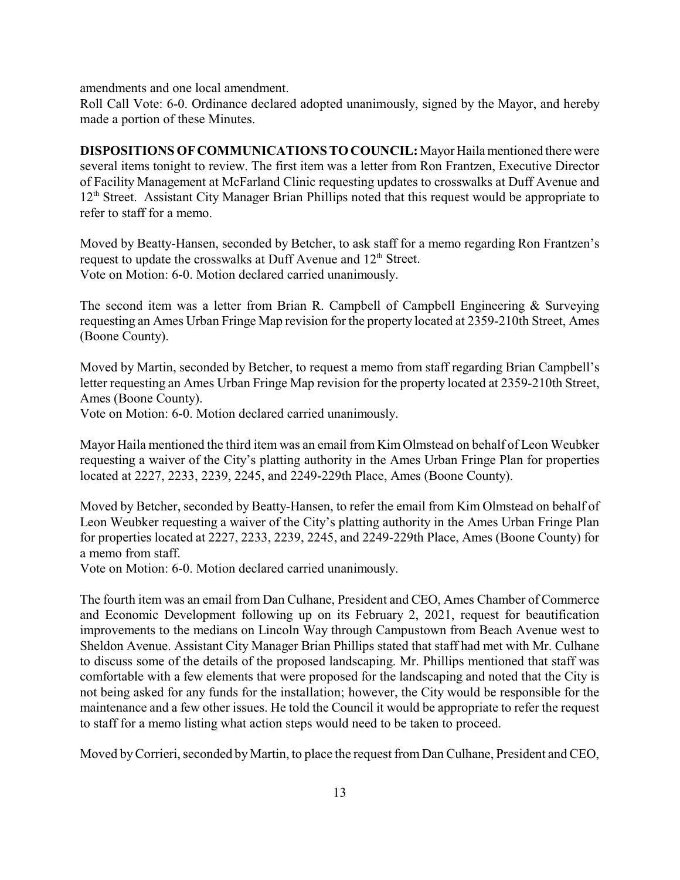amendments and one local amendment.
Roll Call Vote: 6-0. Ordinance declared adopted unanimously, signed by the Mayor, and hereby made a portion of these Minutes.

**DISPOSITIONS OF COMMUNICATIONS TO COUNCIL:** Mayor Haila mentioned there were several items tonight to review. The first item was a letter from Ron Frantzen, Executive Director of Facility Management at McFarland Clinic requesting updates to crosswalks at Duff Avenue and 12th Street. Assistant City Manager Brian Phillips noted that this request would be appropriate to refer to staff for a memo.

Moved by Beatty-Hansen, seconded by Betcher, to ask staff for a memo regarding Ron Frantzen's request to update the crosswalks at Duff Avenue and 12th Street.
Vote on Motion: 6-0. Motion declared carried unanimously.

The second item was a letter from Brian R. Campbell of Campbell Engineering & Surveying requesting an Ames Urban Fringe Map revision for the property located at 2359-210th Street, Ames (Boone County).

Moved by Martin, seconded by Betcher, to request a memo from staff regarding Brian Campbell's letter requesting an Ames Urban Fringe Map revision for the property located at 2359-210th Street, Ames (Boone County).
Vote on Motion: 6-0. Motion declared carried unanimously.

Mayor Haila mentioned the third item was an email from Kim Olmstead on behalf of Leon Weubker requesting a waiver of the City's platting authority in the Ames Urban Fringe Plan for properties located at 2227, 2233, 2239, 2245, and 2249-229th Place, Ames (Boone County).

Moved by Betcher, seconded by Beatty-Hansen, to refer the email from Kim Olmstead on behalf of Leon Weubker requesting a waiver of the City's platting authority in the Ames Urban Fringe Plan for properties located at 2227, 2233, 2239, 2245, and 2249-229th Place, Ames (Boone County) for a memo from staff.
Vote on Motion: 6-0. Motion declared carried unanimously.

The fourth item was an email from Dan Culhane, President and CEO, Ames Chamber of Commerce and Economic Development following up on its February 2, 2021, request for beautification improvements to the medians on Lincoln Way through Campustown from Beach Avenue west to Sheldon Avenue. Assistant City Manager Brian Phillips stated that staff had met with Mr. Culhane to discuss some of the details of the proposed landscaping. Mr. Phillips mentioned that staff was comfortable with a few elements that were proposed for the landscaping and noted that the City is not being asked for any funds for the installation; however, the City would be responsible for the maintenance and a few other issues. He told the Council it would be appropriate to refer the request to staff for a memo listing what action steps would need to be taken to proceed.

Moved by Corrieri, seconded by Martin, to place the request from Dan Culhane, President and CEO,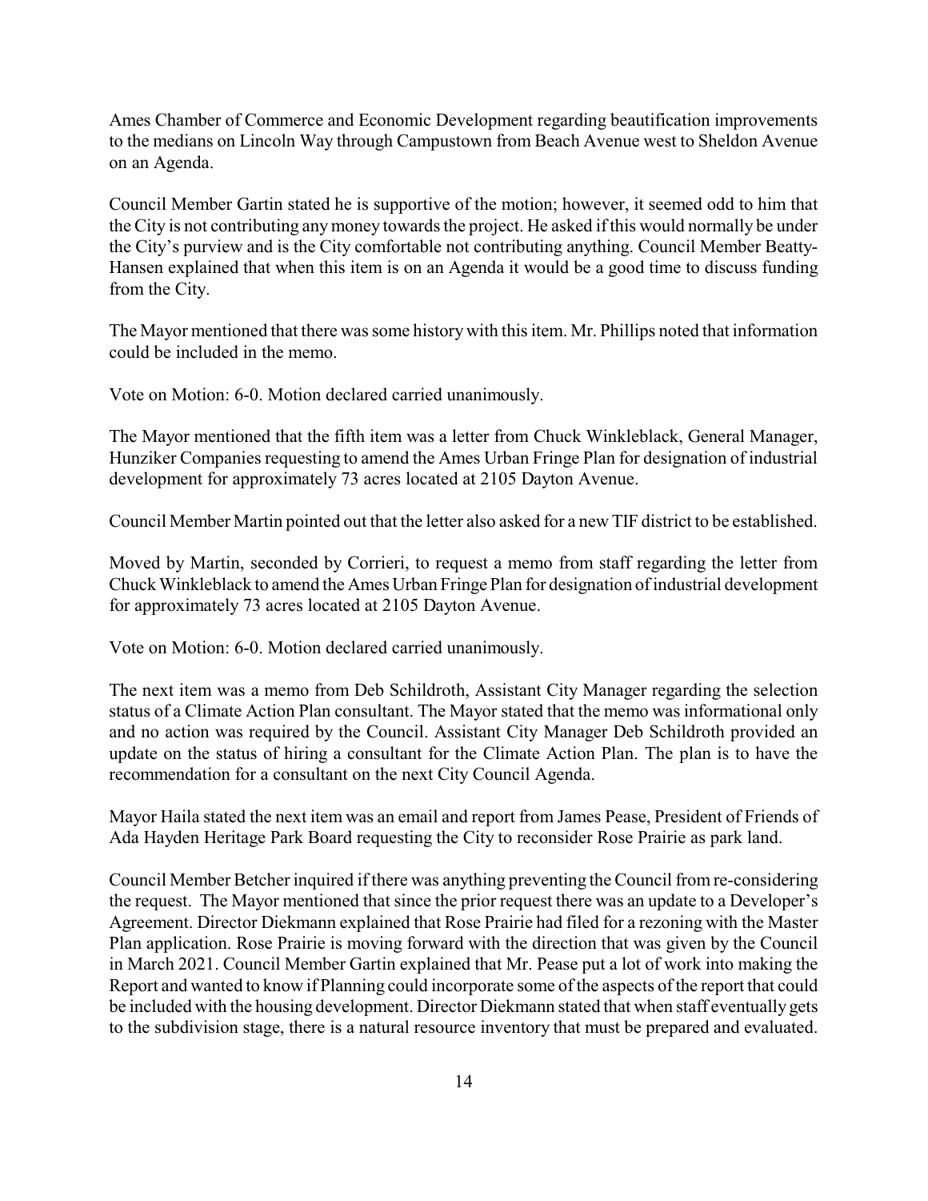Ames Chamber of Commerce and Economic Development regarding beautification improvements to the medians on Lincoln Way through Campustown from Beach Avenue west to Sheldon Avenue on an Agenda.

Council Member Gartin stated he is supportive of the motion; however, it seemed odd to him that the City is not contributing any money towards the project. He asked if this would normally be under the City's purview and is the City comfortable not contributing anything. Council Member Beatty-Hansen explained that when this item is on an Agenda it would be a good time to discuss funding from the City.

The Mayor mentioned that there was some history with this item. Mr. Phillips noted that information could be included in the memo.

Vote on Motion: 6-0. Motion declared carried unanimously.

The Mayor mentioned that the fifth item was a letter from Chuck Winkleblack, General Manager, Hunziker Companies requesting to amend the Ames Urban Fringe Plan for designation of industrial development for approximately 73 acres located at 2105 Dayton Avenue.

Council Member Martin pointed out that the letter also asked for a new TIF district to be established.

Moved by Martin, seconded by Corrieri, to request a memo from staff regarding the letter from Chuck Winkleblack to amend the Ames Urban Fringe Plan for designation of industrial development for approximately 73 acres located at 2105 Dayton Avenue.

Vote on Motion: 6-0. Motion declared carried unanimously.

The next item was a memo from Deb Schildroth, Assistant City Manager regarding the selection status of a Climate Action Plan consultant. The Mayor stated that the memo was informational only and no action was required by the Council. Assistant City Manager Deb Schildroth provided an update on the status of hiring a consultant for the Climate Action Plan. The plan is to have the recommendation for a consultant on the next City Council Agenda.

Mayor Haila stated the next item was an email and report from James Pease, President of Friends of Ada Hayden Heritage Park Board requesting the City to reconsider Rose Prairie as park land.

Council Member Betcher inquired if there was anything preventing the Council from re-considering the request. The Mayor mentioned that since the prior request there was an update to a Developer's Agreement. Director Diekmann explained that Rose Prairie had filed for a rezoning with the Master Plan application. Rose Prairie is moving forward with the direction that was given by the Council in March 2021. Council Member Gartin explained that Mr. Pease put a lot of work into making the Report and wanted to know if Planning could incorporate some of the aspects of the report that could be included with the housing development. Director Diekmann stated that when staff eventually gets to the subdivision stage, there is a natural resource inventory that must be prepared and evaluated.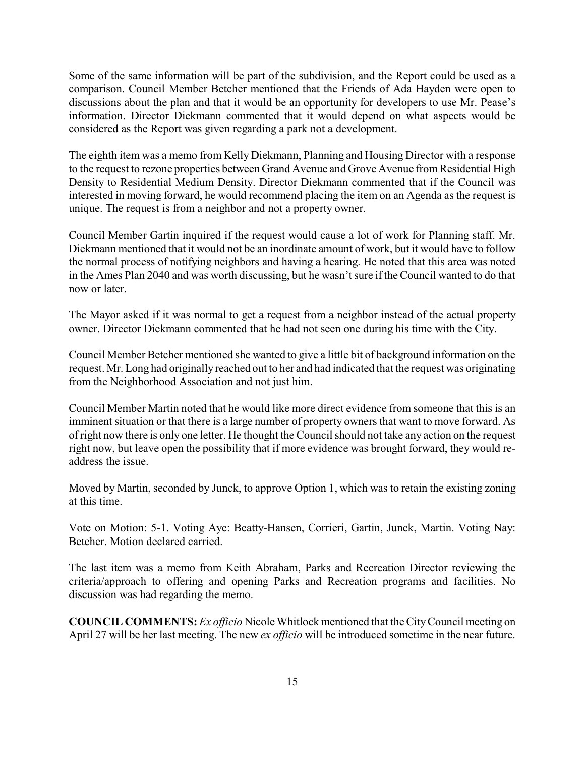Some of the same information will be part of the subdivision, and the Report could be used as a comparison. Council Member Betcher mentioned that the Friends of Ada Hayden were open to discussions about the plan and that it would be an opportunity for developers to use Mr. Pease's information. Director Diekmann commented that it would depend on what aspects would be considered as the Report was given regarding a park not a development.

The eighth item was a memo from Kelly Diekmann, Planning and Housing Director with a response to the request to rezone properties between Grand Avenue and Grove Avenue from Residential High Density to Residential Medium Density. Director Diekmann commented that if the Council was interested in moving forward, he would recommend placing the item on an Agenda as the request is unique. The request is from a neighbor and not a property owner.

Council Member Gartin inquired if the request would cause a lot of work for Planning staff. Mr. Diekmann mentioned that it would not be an inordinate amount of work, but it would have to follow the normal process of notifying neighbors and having a hearing. He noted that this area was noted in the Ames Plan 2040 and was worth discussing, but he wasn't sure if the Council wanted to do that now or later.

The Mayor asked if it was normal to get a request from a neighbor instead of the actual property owner. Director Diekmann commented that he had not seen one during his time with the City.

Council Member Betcher mentioned she wanted to give a little bit of background information on the request. Mr. Long had originally reached out to her and had indicated that the request was originating from the Neighborhood Association and not just him.

Council Member Martin noted that he would like more direct evidence from someone that this is an imminent situation or that there is a large number of property owners that want to move forward. As of right now there is only one letter. He thought the Council should not take any action on the request right now, but leave open the possibility that if more evidence was brought forward, they would re-address the issue.

Moved by Martin, seconded by Junck, to approve Option 1, which was to retain the existing zoning at this time.

Vote on Motion: 5-1. Voting Aye: Beatty-Hansen, Corrieri, Gartin, Junck, Martin. Voting Nay: Betcher. Motion declared carried.

The last item was a memo from Keith Abraham, Parks and Recreation Director reviewing the criteria/approach to offering and opening Parks and Recreation programs and facilities. No discussion was had regarding the memo.

**COUNCIL COMMENTS:** *Ex officio* Nicole Whitlock mentioned that the City Council meeting on April 27 will be her last meeting. The new *ex officio* will be introduced sometime in the near future.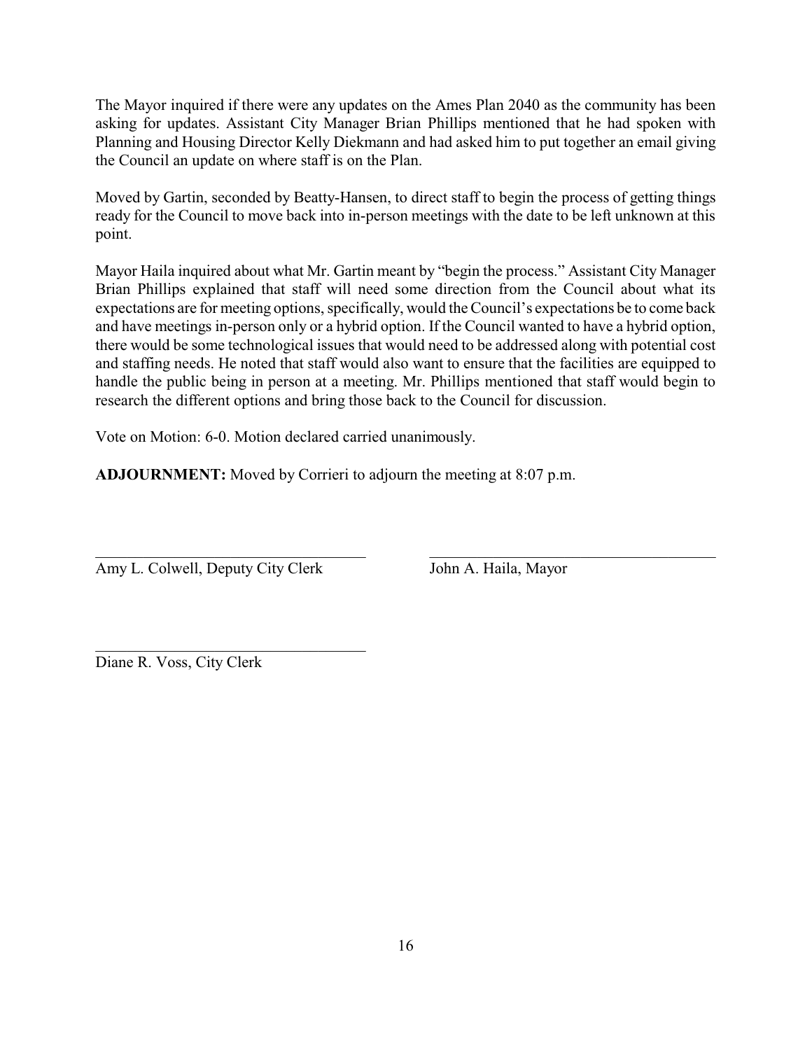The Mayor inquired if there were any updates on the Ames Plan 2040 as the community has been asking for updates. Assistant City Manager Brian Phillips mentioned that he had spoken with Planning and Housing Director Kelly Diekmann and had asked him to put together an email giving the Council an update on where staff is on the Plan.

Moved by Gartin, seconded by Beatty-Hansen, to direct staff to begin the process of getting things ready for the Council to move back into in-person meetings with the date to be left unknown at this point.

Mayor Haila inquired about what Mr. Gartin meant by "begin the process." Assistant City Manager Brian Phillips explained that staff will need some direction from the Council about what its expectations are for meeting options, specifically, would the Council's expectations be to come back and have meetings in-person only or a hybrid option. If the Council wanted to have a hybrid option, there would be some technological issues that would need to be addressed along with potential cost and staffing needs. He noted that staff would also want to ensure that the facilities are equipped to handle the public being in person at a meeting. Mr. Phillips mentioned that staff would begin to research the different options and bring those back to the Council for discussion.

Vote on Motion: 6-0. Motion declared carried unanimously.

**ADJOURNMENT:** Moved by Corrieri to adjourn the meeting at 8:07 p.m.

\_\_\_\_\_\_\_\_\_\_\_\_\_\_\_\_\_\_\_\_\_\_\_\_\_\_\_\_\_\_\_\_\_\_\_\_
Amy L. Colwell, Deputy City Clerk

\_\_\_\_\_\_\_\_\_\_\_\_\_\_\_\_\_\_\_\_\_\_\_\_\_\_\_\_\_\_\_\_\_\_\_\_
John A. Haila, Mayor

\_\_\_\_\_\_\_\_\_\_\_\_\_\_\_\_\_\_\_\_\_\_\_\_\_\_\_\_\_\_\_\_\_\_\_\_
Diane R. Voss, City Clerk